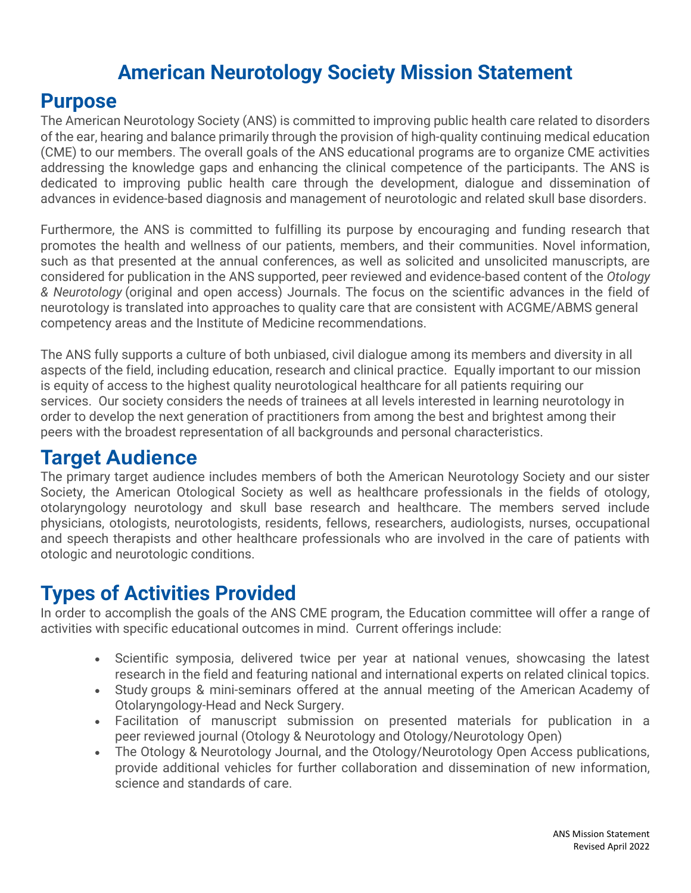# American Neurotology Society Mission Statement

## Purpose

The American Neurotology Society (ANS) is committed to improving public health care related to disorders of the ear, hearing and balance primarily through the provision of high-quality continuing medical education (CME) to our members. The overall goals of the ANS educational programs are to organize CME activities addressing the knowledge gaps and enhancing the clinical competence of the participants. The ANS is dedicated to improving public health care through the development, dialogue and dissemination of advances in evidence-based diagnosis and management of neurotologic and related skull base disorders.

Furthermore, the ANS is committed to fulfilling its purpose by encouraging and funding research that promotes the health and wellness of our patients, members, and their communities. Novel information, such as that presented at the annual conferences, as well as solicited and unsolicited manuscripts, are considered for publication in the ANS supported, peer reviewed and evidence-based content of the *Otology & Neurotology* (original and open access) Journals. The focus on the scientific advances in the field of neurotology is translated into approaches to quality care that are consistent with ACGME/ABMS general competency areas and the Institute of Medicine recommendations.

The ANS fully supports a culture of both unbiased, civil dialogue among its members and diversity in all aspects of the field, including education, research and clinical practice. Equally important to our mission is equity of access to the highest quality neurotological healthcare for all patients requiring our services. Our society considers the needs of trainees at all levels interested in learning neurotology in order to develop the next generation of practitioners from among the best and brightest among their peers with the broadest representation of all backgrounds and personal characteristics.

## Target Audience

The primary target audience includes members of both the American Neurotology Society and our sister Society, the American Otological Society as well as healthcare professionals in the fields of otology, otolaryngology neurotology and skull base research and healthcare. The members served include physicians, otologists, neurotologists, residents, fellows, researchers, audiologists, nurses, occupational and speech therapists and other healthcare professionals who are involved in the care of patients with otologic and neurotologic conditions.

## Types of Activities Provided

In order to accomplish the goals of the ANS CME program, the Education committee will offer a range of activities with specific educational outcomes in mind. Current offerings include:

- Scientific symposia, delivered twice per year at national venues, showcasing the latest research in the field and featuring national and international experts on related clinical topics.
- Study groups & mini-seminars offered at the annual meeting of the American Academy of Otolaryngology-Head and Neck Surgery.
- Facilitation of manuscript submission on presented materials for publication in a peer reviewed journal (Otology & Neurotology and Otology/Neurotology Open)
- The Otology & Neurotology Journal, and the Otology/Neurotology Open Access publications, provide additional vehicles for further collaboration and dissemination of new information, science and standards of care.

ANS Mission Statement
Revised April 2022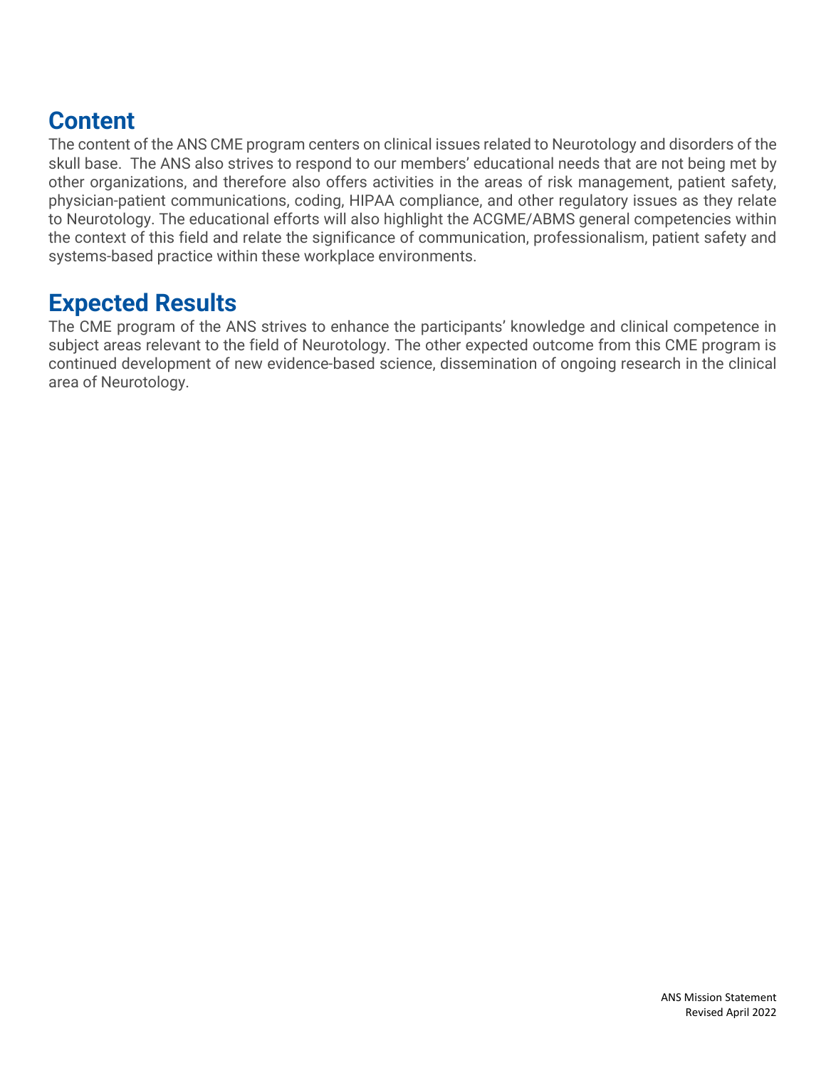## Content

The content of the ANS CME program centers on clinical issues related to Neurotology and disorders of the skull base. The ANS also strives to respond to our members' educational needs that are not being met by other organizations, and therefore also offers activities in the areas of risk management, patient safety, physician-patient communications, coding, HIPAA compliance, and other regulatory issues as they relate to Neurotology. The educational efforts will also highlight the ACGME/ABMS general competencies within the context of this field and relate the significance of communication, professionalism, patient safety and systems-based practice within these workplace environments.

## Expected Results

The CME program of the ANS strives to enhance the participants' knowledge and clinical competence in subject areas relevant to the field of Neurotology. The other expected outcome from this CME program is continued development of new evidence-based science, dissemination of ongoing research in the clinical area of Neurotology.